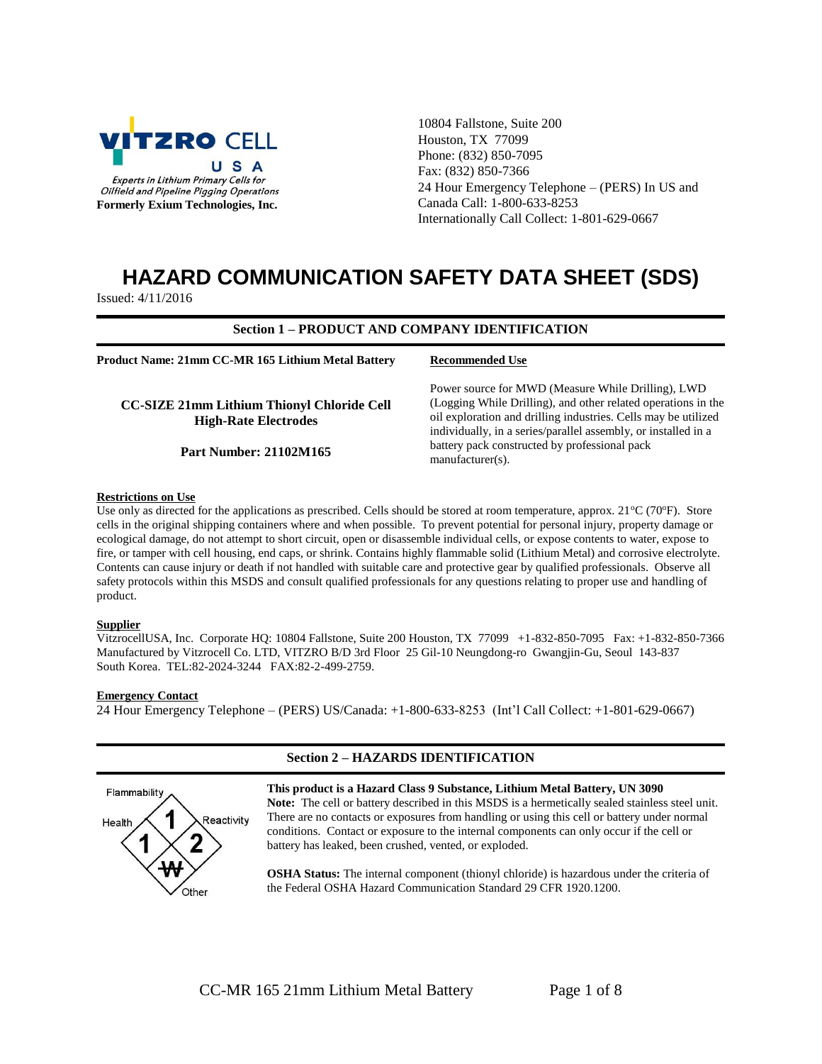VITZRO CELL USA

*Experts in Lithium Primary Cells for Oilfield and Pipeline Pigging Operations*

**Formerly Exium Technologies, Inc.**

10804 Fallstone, Suite 200
Houston, TX 77099
Phone: (832) 850-7095
Fax: (832) 850-7366
24 Hour Emergency Telephone – (PERS) In US and Canada Call: 1-800-633-8253
Internationally Call Collect: 1-801-629-0667

# HAZARD COMMUNICATION SAFETY DATA SHEET (SDS)

Issued: 4/11/2016

## Section 1 – PRODUCT AND COMPANY IDENTIFICATION

**Product Name: 21mm CC-MR 165 Lithium Metal Battery**

**CC-SIZE 21mm Lithium Thionyl Chloride Cell High-Rate Electrodes**

**Part Number: 21102M165**

**Recommended Use**

Power source for MWD (Measure While Drilling), LWD (Logging While Drilling), and other related operations in the oil exploration and drilling industries. Cells may be utilized individually, in a series/parallel assembly, or installed in a battery pack constructed by professional pack manufacturer(s).

**Restrictions on Use**

Use only as directed for the applications as prescribed. Cells should be stored at room temperature, approx. 21°C (70°F). Store cells in the original shipping containers where and when possible. To prevent potential for personal injury, property damage or ecological damage, do not attempt to short circuit, open or disassemble individual cells, or expose contents to water, expose to fire, or tamper with cell housing, end caps, or shrink. Contains highly flammable solid (Lithium Metal) and corrosive electrolyte. Contents can cause injury or death if not handled with suitable care and protective gear by qualified professionals. Observe all safety protocols within this MSDS and consult qualified professionals for any questions relating to proper use and handling of product.

**Supplier**

VitzrocellUSA, Inc. Corporate HQ: 10804 Fallstone, Suite 200 Houston, TX 77099 +1-832-850-7095 Fax: +1-832-850-7366
Manufactured by Vitzrocell Co. LTD, VITZRO B/D 3rd Floor 25 Gil-10 Neungdong-ro Gwangjin-Gu, Seoul 143-837 South Korea. TEL:82-2024-3244 FAX:82-2-499-2759.

**Emergency Contact**

24 Hour Emergency Telephone – (PERS) US/Canada: +1-800-633-8253 (Int'l Call Collect: +1-801-629-0667)

## Section 2 – HAZARDS IDENTIFICATION

Flammability: 1
Health: 1
Reactivity: 2
Other: W (crossed out)

**This product is a Hazard Class 9 Substance, Lithium Metal Battery, UN 3090**

**Note:** The cell or battery described in this MSDS is a hermetically sealed stainless steel unit. There are no contacts or exposures from handling or using this cell or battery under normal conditions. Contact or exposure to the internal components can only occur if the cell or battery has leaked, been crushed, vented, or exploded.

**OSHA Status:** The internal component (thionyl chloride) is hazardous under the criteria of the Federal OSHA Hazard Communication Standard 29 CFR 1920.1200.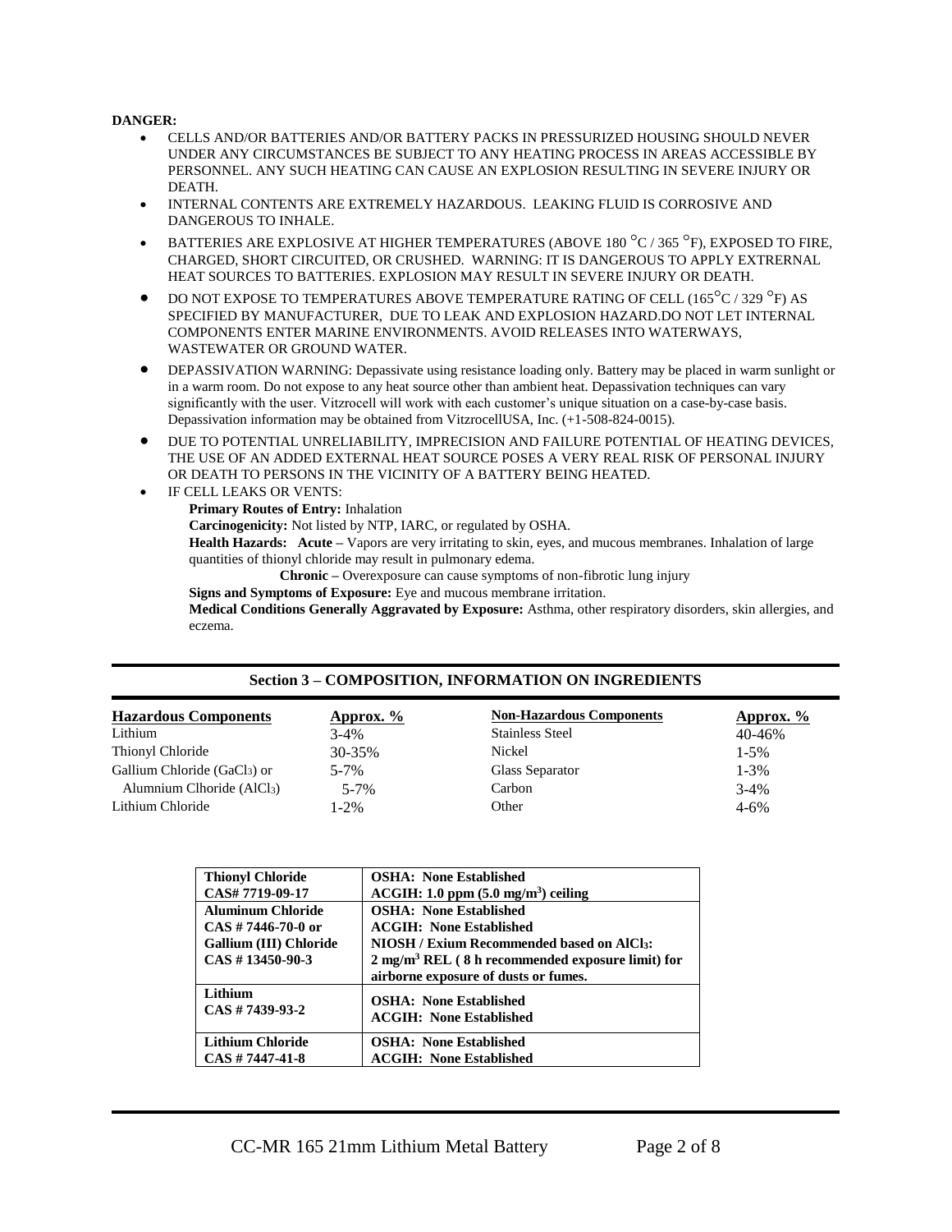**DANGER:**

- CELLS AND/OR BATTERIES AND/OR BATTERY PACKS IN PRESSURIZED HOUSING SHOULD NEVER UNDER ANY CIRCUMSTANCES BE SUBJECT TO ANY HEATING PROCESS IN AREAS ACCESSIBLE BY PERSONNEL. ANY SUCH HEATING CAN CAUSE AN EXPLOSION RESULTING IN SEVERE INJURY OR DEATH.
- INTERNAL CONTENTS ARE EXTREMELY HAZARDOUS. LEAKING FLUID IS CORROSIVE AND DANGEROUS TO INHALE.
- BATTERIES ARE EXPLOSIVE AT HIGHER TEMPERATURES (ABOVE 180 °C / 365 °F), EXPOSED TO FIRE, CHARGED, SHORT CIRCUITED, OR CRUSHED. WARNING: IT IS DANGEROUS TO APPLY EXTRERNAL HEAT SOURCES TO BATTERIES. EXPLOSION MAY RESULT IN SEVERE INJURY OR DEATH.
- DO NOT EXPOSE TO TEMPERATURES ABOVE TEMPERATURE RATING OF CELL (165°C / 329 °F) AS SPECIFIED BY MANUFACTURER, DUE TO LEAK AND EXPLOSION HAZARD.DO NOT LET INTERNAL COMPONENTS ENTER MARINE ENVIRONMENTS. AVOID RELEASES INTO WATERWAYS, WASTEWATER OR GROUND WATER.
- DEPASSIVATION WARNING: Depassivate using resistance loading only. Battery may be placed in warm sunlight or in a warm room. Do not expose to any heat source other than ambient heat. Depassivation techniques can vary significantly with the user. Vitzrocell will work with each customer's unique situation on a case-by-case basis. Depassivation information may be obtained from VitzrocellUSA, Inc. (+1-508-824-0015).
- DUE TO POTENTIAL UNRELIABILITY, IMPRECISION AND FAILURE POTENTIAL OF HEATING DEVICES, THE USE OF AN ADDED EXTERNAL HEAT SOURCE POSES A VERY REAL RISK OF PERSONAL INJURY OR DEATH TO PERSONS IN THE VICINITY OF A BATTERY BEING HEATED.
- IF CELL LEAKS OR VENTS:

  **Primary Routes of Entry:** Inhalation

  **Carcinogenicity:** Not listed by NTP, IARC, or regulated by OSHA.

  **Health Hazards: Acute –** Vapors are very irritating to skin, eyes, and mucous membranes. Inhalation of large quantities of thionyl chloride may result in pulmonary edema.

  **Chronic –** Overexposure can cause symptoms of non-fibrotic lung injury

  **Signs and Symptoms of Exposure:** Eye and mucous membrane irritation.

  **Medical Conditions Generally Aggravated by Exposure:** Asthma, other respiratory disorders, skin allergies, and eczema.

## Section 3 – COMPOSITION, INFORMATION ON INGREDIENTS

| Hazardous Components | Approx. % | Non-Hazardous Components | Approx. % |
|---|---|---|---|
| Lithium | 3-4% | Stainless Steel | 40-46% |
| Thionyl Chloride | 30-35% | Nickel | 1-5% |
| Gallium Chloride ($GaCl_3$) or | 5-7% | Glass Separator | 1-3% |
| Alumnium Clhoride ($AlCl_3$) | 5-7% | Carbon | 3-4% |
| Lithium Chloride | 1-2% | Other | 4-6% |

| **Thionyl Chloride** **CAS# 7719-09-17** | **OSHA: None Established** **ACGIH: 1.0 ppm (5.0 mg/m$^3$) ceiling** |
|---|---|
| **Aluminum Chloride** **CAS # 7446-70-0 or** **Gallium (III) Chloride** **CAS # 13450-90-3** | **OSHA: None Established** **ACGIH: None Established** **NIOSH / Exium Recommended based on $AlCl_3$:** **2 mg/m$^3$ REL ( 8 h recommended exposure limit) for airborne exposure of dusts or fumes.** |
| **Lithium** **CAS # 7439-93-2** | **OSHA: None Established** **ACGIH: None Established** |
| **Lithium Chloride** **CAS # 7447-41-8** | **OSHA: None Established** **ACGIH: None Established** |

CC-MR 165 21mm Lithium Metal Battery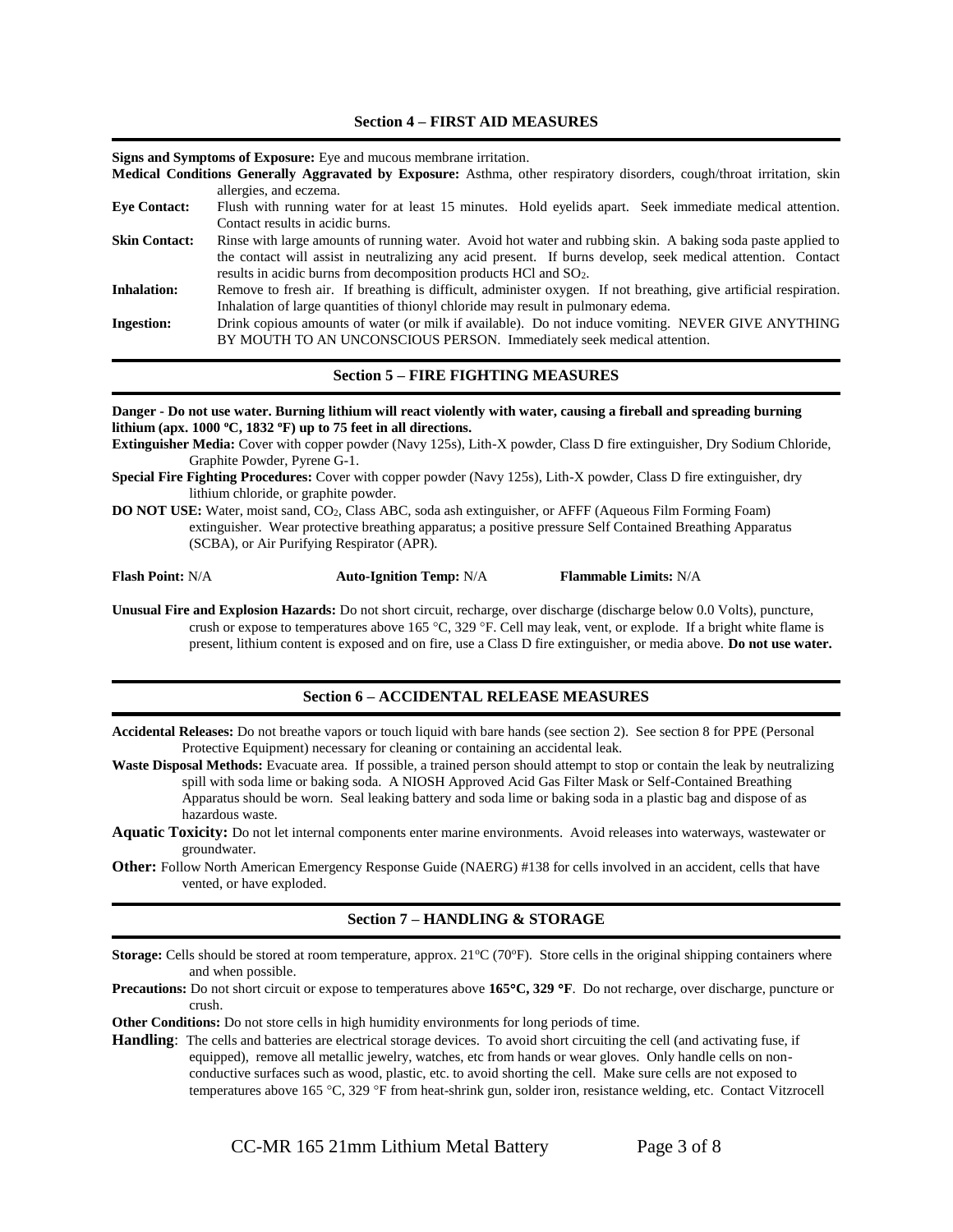## Section 4 – FIRST AID MEASURES

**Signs and Symptoms of Exposure:** Eye and mucous membrane irritation.

**Medical Conditions Generally Aggravated by Exposure:** Asthma, other respiratory disorders, cough/throat irritation, skin allergies, and eczema.

**Eye Contact:** Flush with running water for at least 15 minutes. Hold eyelids apart. Seek immediate medical attention. Contact results in acidic burns.

**Skin Contact:** Rinse with large amounts of running water. Avoid hot water and rubbing skin. A baking soda paste applied to the contact will assist in neutralizing any acid present. If burns develop, seek medical attention. Contact results in acidic burns from decomposition products HCl and $SO_2$.

**Inhalation:** Remove to fresh air. If breathing is difficult, administer oxygen. If not breathing, give artificial respiration. Inhalation of large quantities of thionyl chloride may result in pulmonary edema.

**Ingestion:** Drink copious amounts of water (or milk if available). Do not induce vomiting. NEVER GIVE ANYTHING BY MOUTH TO AN UNCONSCIOUS PERSON. Immediately seek medical attention.

## Section 5 – FIRE FIGHTING MEASURES

**Danger - Do not use water. Burning lithium will react violently with water, causing a fireball and spreading burning lithium (apx. 1000 ºC, 1832 ºF) up to 75 feet in all directions.**

**Extinguisher Media:** Cover with copper powder (Navy 125s), Lith-X powder, Class D fire extinguisher, Dry Sodium Chloride, Graphite Powder, Pyrene G-1.

**Special Fire Fighting Procedures:** Cover with copper powder (Navy 125s), Lith-X powder, Class D fire extinguisher, dry lithium chloride, or graphite powder.

**DO NOT USE:** Water, moist sand, $CO_2$, Class ABC, soda ash extinguisher, or AFFF (Aqueous Film Forming Foam) extinguisher. Wear protective breathing apparatus; a positive pressure Self Contained Breathing Apparatus (SCBA), or Air Purifying Respirator (APR).

**Flash Point:** N/A **Auto-Ignition Temp:** N/A **Flammable Limits:** N/A

**Unusual Fire and Explosion Hazards:** Do not short circuit, recharge, over discharge (discharge below 0.0 Volts), puncture, crush or expose to temperatures above 165 °C, 329 °F. Cell may leak, vent, or explode. If a bright white flame is present, lithium content is exposed and on fire, use a Class D fire extinguisher, or media above. **Do not use water.**

## Section 6 – ACCIDENTAL RELEASE MEASURES

**Accidental Releases:** Do not breathe vapors or touch liquid with bare hands (see section 2). See section 8 for PPE (Personal Protective Equipment) necessary for cleaning or containing an accidental leak.

**Waste Disposal Methods:** Evacuate area. If possible, a trained person should attempt to stop or contain the leak by neutralizing spill with soda lime or baking soda. A NIOSH Approved Acid Gas Filter Mask or Self-Contained Breathing Apparatus should be worn. Seal leaking battery and soda lime or baking soda in a plastic bag and dispose of as hazardous waste.

**Aquatic Toxicity:** Do not let internal components enter marine environments. Avoid releases into waterways, wastewater or groundwater.

**Other:** Follow North American Emergency Response Guide (NAERG) #138 for cells involved in an accident, cells that have vented, or have exploded.

## Section 7 – HANDLING & STORAGE

**Storage:** Cells should be stored at room temperature, approx. 21ºC (70ºF). Store cells in the original shipping containers where and when possible.

**Precautions:** Do not short circuit or expose to temperatures above **165°C, 329 °F**. Do not recharge, over discharge, puncture or crush.

**Other Conditions:** Do not store cells in high humidity environments for long periods of time.

**Handling**: The cells and batteries are electrical storage devices. To avoid short circuiting the cell (and activating fuse, if equipped), remove all metallic jewelry, watches, etc from hands or wear gloves. Only handle cells on non-conductive surfaces such as wood, plastic, etc. to avoid shorting the cell. Make sure cells are not exposed to temperatures above 165 °C, 329 °F from heat-shrink gun, solder iron, resistance welding, etc. Contact Vitzrocell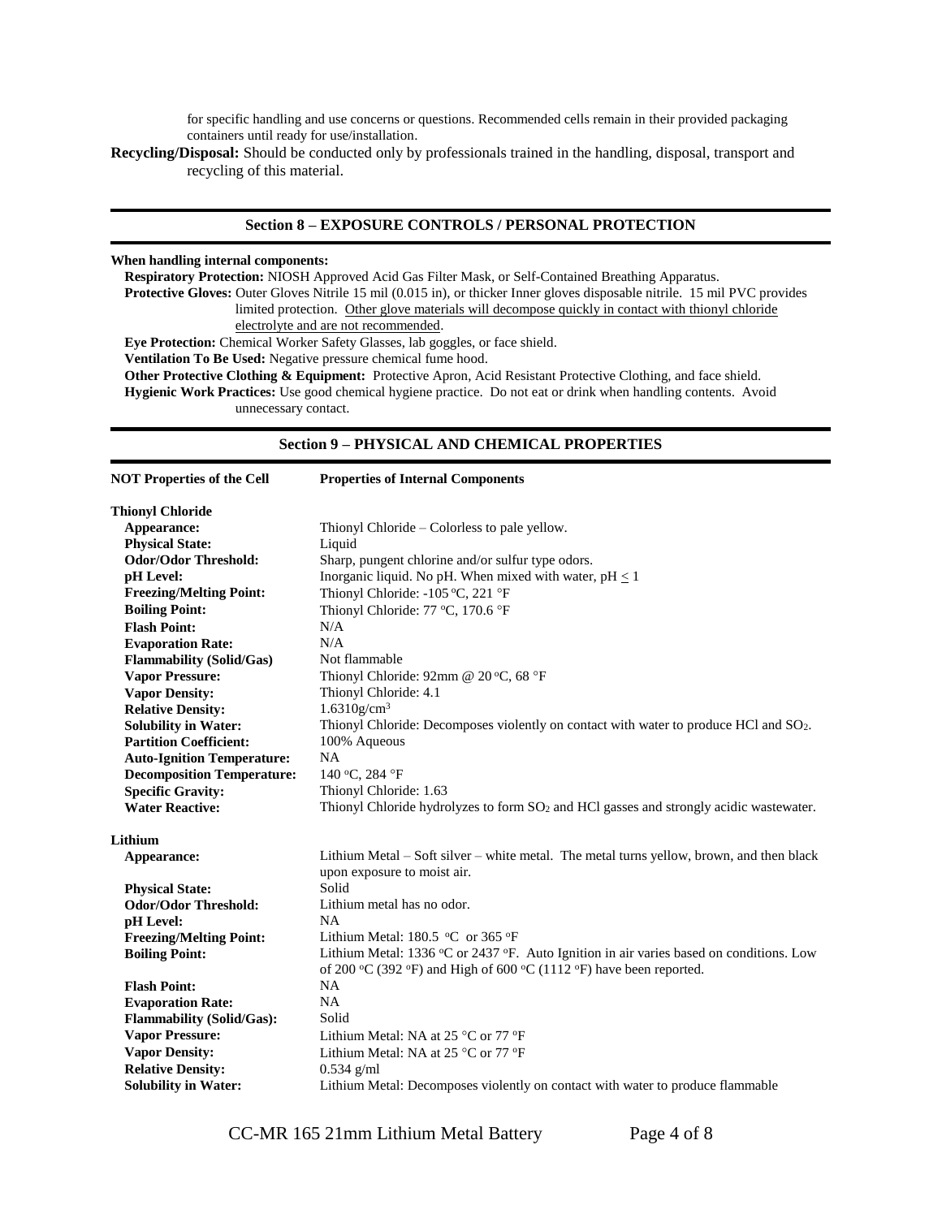for specific handling and use concerns or questions. Recommended cells remain in their provided packaging containers until ready for use/installation.

**Recycling/Disposal:** Should be conducted only by professionals trained in the handling, disposal, transport and recycling of this material.

## Section 8 – EXPOSURE CONTROLS / PERSONAL PROTECTION

**When handling internal components:**

**Respiratory Protection:** NIOSH Approved Acid Gas Filter Mask, or Self-Contained Breathing Apparatus.

**Protective Gloves:** Outer Gloves Nitrile 15 mil (0.015 in), or thicker Inner gloves disposable nitrile. 15 mil PVC provides limited protection. Other glove materials will decompose quickly in contact with thionyl chloride electrolyte and are not recommended.

**Eye Protection:** Chemical Worker Safety Glasses, lab goggles, or face shield.

**Ventilation To Be Used:** Negative pressure chemical fume hood.

**Other Protective Clothing & Equipment:** Protective Apron, Acid Resistant Protective Clothing, and face shield.

**Hygienic Work Practices:** Use good chemical hygiene practice. Do not eat or drink when handling contents. Avoid unnecessary contact.

## Section 9 – PHYSICAL AND CHEMICAL PROPERTIES

| NOT Properties of the Cell | Properties of Internal Components |
|---|---|
| **Thionyl Chloride** | |
| **Appearance:** | Thionyl Chloride – Colorless to pale yellow. |
| **Physical State:** | Liquid |
| **Odor/Odor Threshold:** | Sharp, pungent chlorine and/or sulfur type odors. |
| **pH Level:** | Inorganic liquid. No pH. When mixed with water, pH $\leq$ 1 |
| **Freezing/Melting Point:** | Thionyl Chloride: -105 °C, 221 °F |
| **Boiling Point:** | Thionyl Chloride: 77 °C, 170.6 °F |
| **Flash Point:** | N/A |
| **Evaporation Rate:** | N/A |
| **Flammability (Solid/Gas)** | Not flammable |
| **Vapor Pressure:** | Thionyl Chloride: 92mm @ 20 °C, 68 °F |
| **Vapor Density:** | Thionyl Chloride: 4.1 |
| **Relative Density:** | 1.6310g/cm$^3$ |
| **Solubility in Water:** | Thionyl Chloride: Decomposes violently on contact with water to produce HCl and $SO_2$. |
| **Partition Coefficient:** | 100% Aqueous |
| **Auto-Ignition Temperature:** | NA |
| **Decomposition Temperature:** | 140 °C, 284 °F |
| **Specific Gravity:** | Thionyl Chloride: 1.63 |
| **Water Reactive:** | Thionyl Chloride hydrolyzes to form $SO_2$ and HCl gasses and strongly acidic wastewater. |
| **Lithium** | |
| **Appearance:** | Lithium Metal – Soft silver – white metal. The metal turns yellow, brown, and then black upon exposure to moist air. |
| **Physical State:** | Solid |
| **Odor/Odor Threshold:** | Lithium metal has no odor. |
| **pH Level:** | NA |
| **Freezing/Melting Point:** | Lithium Metal: 180.5 °C or 365 °F |
| **Boiling Point:** | Lithium Metal: 1336 °C or 2437 °F. Auto Ignition in air varies based on conditions. Low of 200 °C (392 °F) and High of 600 °C (1112 °F) have been reported. |
| **Flash Point:** | NA |
| **Evaporation Rate:** | NA |
| **Flammability (Solid/Gas):** | Solid |
| **Vapor Pressure:** | Lithium Metal: NA at 25 °C or 77 °F |
| **Vapor Density:** | Lithium Metal: NA at 25 °C or 77 °F |
| **Relative Density:** | 0.534 g/ml |
| **Solubility in Water:** | Lithium Metal: Decomposes violently on contact with water to produce flammable |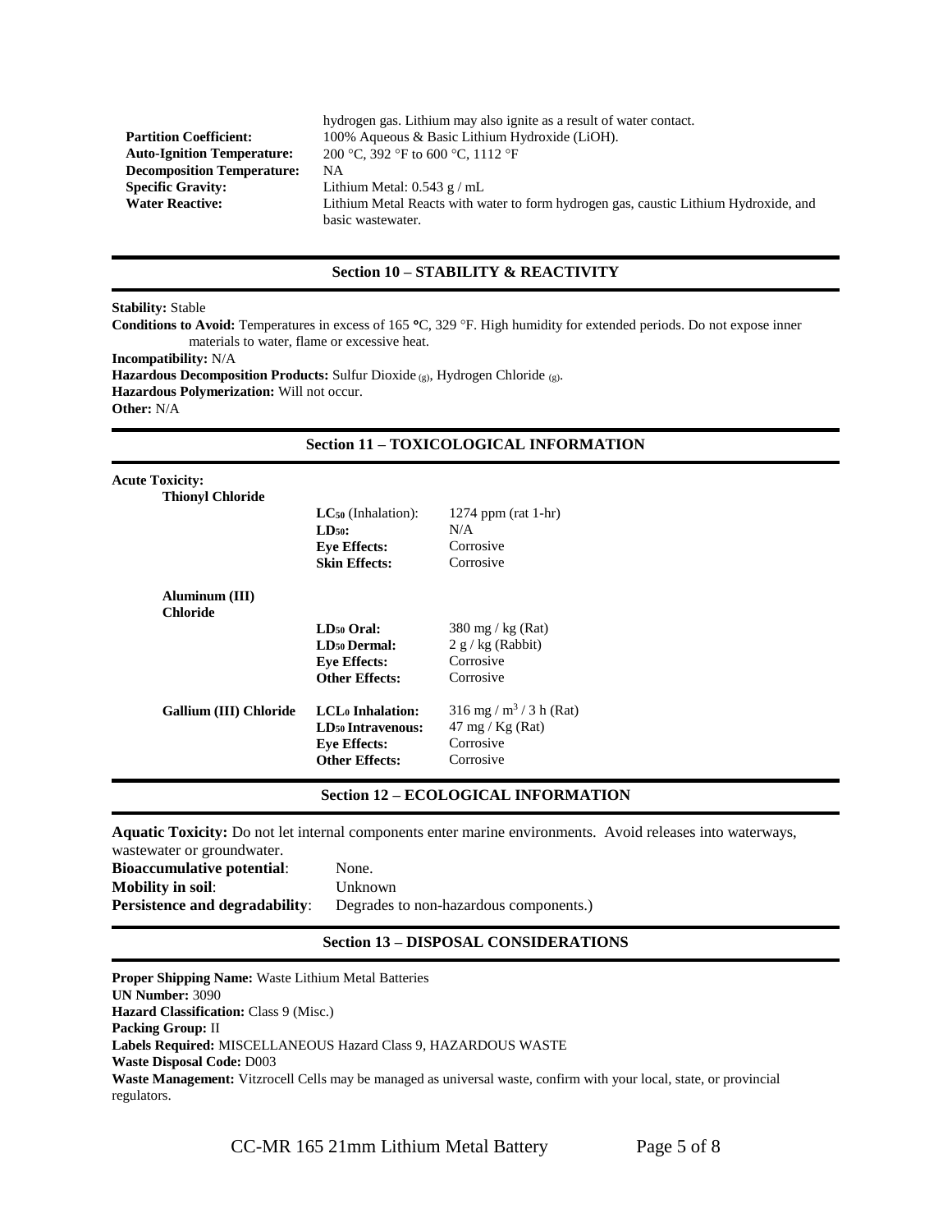| | |
|---|---|
| | hydrogen gas. Lithium may also ignite as a result of water contact. |
| **Partition Coefficient:** | 100% Aqueous & Basic Lithium Hydroxide (LiOH). |
| **Auto-Ignition Temperature:** | 200 °C, 392 °F to 600 °C, 1112 °F |
| **Decomposition Temperature:** | NA |
| **Specific Gravity:** | Lithium Metal: 0.543 g / mL |
| **Water Reactive:** | Lithium Metal Reacts with water to form hydrogen gas, caustic Lithium Hydroxide, and basic wastewater. |

## Section 10 – STABILITY & REACTIVITY

**Stability:** Stable

**Conditions to Avoid:** Temperatures in excess of 165 °C, 329 °F. High humidity for extended periods. Do not expose inner materials to water, flame or excessive heat.

**Incompatibility:** N/A

**Hazardous Decomposition Products:** Sulfur Dioxide $_{(g)}$, Hydrogen Chloride $_{(g)}$.

**Hazardous Polymerization:** Will not occur.

**Other:** N/A

## Section 11 – TOXICOLOGICAL INFORMATION

**Acute Toxicity:**

| | | |
|---|---|---|
| **Thionyl Chloride** | | |
| | **$LC_{50}$ (Inhalation):** | 1274 ppm (rat 1-hr) |
| | **$LD_{50}$:** | N/A |
| | **Eye Effects:** | Corrosive |
| | **Skin Effects:** | Corrosive |
| **Aluminum (III) Chloride** | | |
| | **$LD_{50}$ Oral:** | 380 mg / kg (Rat) |
| | **$LD_{50}$ Dermal:** | 2 g / kg (Rabbit) |
| | **Eye Effects:** | Corrosive |
| | **Other Effects:** | Corrosive |
| **Gallium (III) Chloride** | **$LCL_0$ Inhalation:** | 316 mg / $m^3$ / 3 h (Rat) |
| | **$LD_{50}$ Intravenous:** | 47 mg / Kg (Rat) |
| | **Eye Effects:** | Corrosive |
| | **Other Effects:** | Corrosive |

## Section 12 – ECOLOGICAL INFORMATION

**Aquatic Toxicity:** Do not let internal components enter marine environments. Avoid releases into waterways, wastewater or groundwater.

| | |
|---|---|
| **Bioaccumulative potential**: | None. |
| **Mobility in soil**: | Unknown |
| **Persistence and degradability**: | Degrades to non-hazardous components.) |

## Section 13 – DISPOSAL CONSIDERATIONS

**Proper Shipping Name:** Waste Lithium Metal Batteries

**UN Number:** 3090

**Hazard Classification:** Class 9 (Misc.)

**Packing Group:** II

**Labels Required:** MISCELLANEOUS Hazard Class 9, HAZARDOUS WASTE

**Waste Disposal Code:** D003

**Waste Management:** Vitzrocell Cells may be managed as universal waste, confirm with your local, state, or provincial regulators.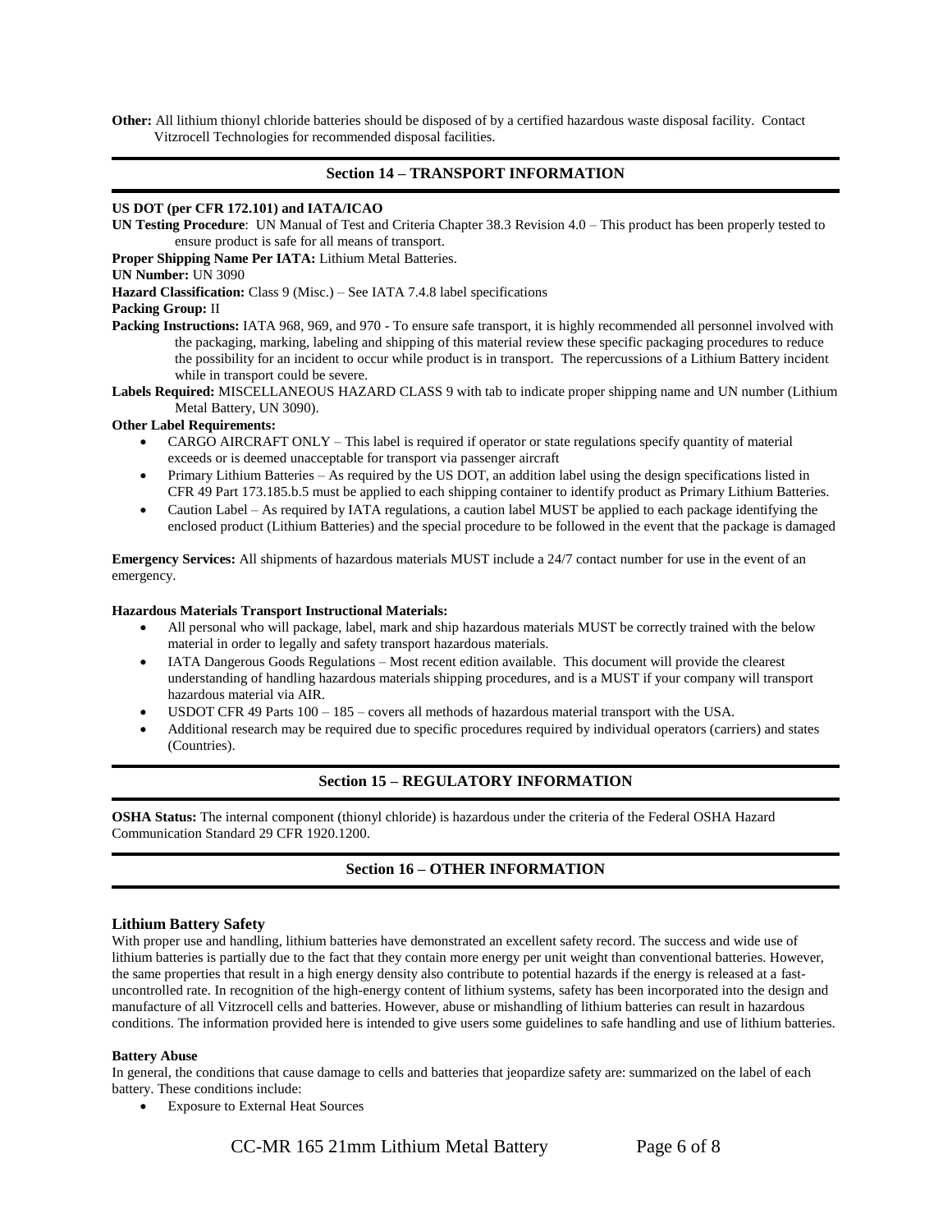**Other:** All lithium thionyl chloride batteries should be disposed of by a certified hazardous waste disposal facility. Contact Vitzrocell Technologies for recommended disposal facilities.

## Section 14 – TRANSPORT INFORMATION

**US DOT (per CFR 172.101) and IATA/ICAO**

**UN Testing Procedure**: UN Manual of Test and Criteria Chapter 38.3 Revision 4.0 – This product has been properly tested to ensure product is safe for all means of transport.

**Proper Shipping Name Per IATA:** Lithium Metal Batteries.

**UN Number:** UN 3090

**Hazard Classification:** Class 9 (Misc.) – See IATA 7.4.8 label specifications

**Packing Group:** II

**Packing Instructions:** IATA 968, 969, and 970 - To ensure safe transport, it is highly recommended all personnel involved with the packaging, marking, labeling and shipping of this material review these specific packaging procedures to reduce the possibility for an incident to occur while product is in transport. The repercussions of a Lithium Battery incident while in transport could be severe.

**Labels Required:** MISCELLANEOUS HAZARD CLASS 9 with tab to indicate proper shipping name and UN number (Lithium Metal Battery, UN 3090).

**Other Label Requirements:**

- CARGO AIRCRAFT ONLY – This label is required if operator or state regulations specify quantity of material exceeds or is deemed unacceptable for transport via passenger aircraft
- Primary Lithium Batteries – As required by the US DOT, an addition label using the design specifications listed in CFR 49 Part 173.185.b.5 must be applied to each shipping container to identify product as Primary Lithium Batteries.
- Caution Label – As required by IATA regulations, a caution label MUST be applied to each package identifying the enclosed product (Lithium Batteries) and the special procedure to be followed in the event that the package is damaged

**Emergency Services:** All shipments of hazardous materials MUST include a 24/7 contact number for use in the event of an emergency.

**Hazardous Materials Transport Instructional Materials:**

- All personal who will package, label, mark and ship hazardous materials MUST be correctly trained with the below material in order to legally and safety transport hazardous materials.
- IATA Dangerous Goods Regulations – Most recent edition available. This document will provide the clearest understanding of handling hazardous materials shipping procedures, and is a MUST if your company will transport hazardous material via AIR.
- USDOT CFR 49 Parts 100 – 185 – covers all methods of hazardous material transport with the USA.
- Additional research may be required due to specific procedures required by individual operators (carriers) and states (Countries).

## Section 15 – REGULATORY INFORMATION

**OSHA Status:** The internal component (thionyl chloride) is hazardous under the criteria of the Federal OSHA Hazard Communication Standard 29 CFR 1920.1200.

## Section 16 – OTHER INFORMATION

### Lithium Battery Safety

With proper use and handling, lithium batteries have demonstrated an excellent safety record. The success and wide use of lithium batteries is partially due to the fact that they contain more energy per unit weight than conventional batteries. However, the same properties that result in a high energy density also contribute to potential hazards if the energy is released at a fast-uncontrolled rate. In recognition of the high-energy content of lithium systems, safety has been incorporated into the design and manufacture of all Vitzrocell cells and batteries. However, abuse or mishandling of lithium batteries can result in hazardous conditions. The information provided here is intended to give users some guidelines to safe handling and use of lithium batteries.

**Battery Abuse**

In general, the conditions that cause damage to cells and batteries that jeopardize safety are: summarized on the label of each battery. These conditions include:

- Exposure to External Heat Sources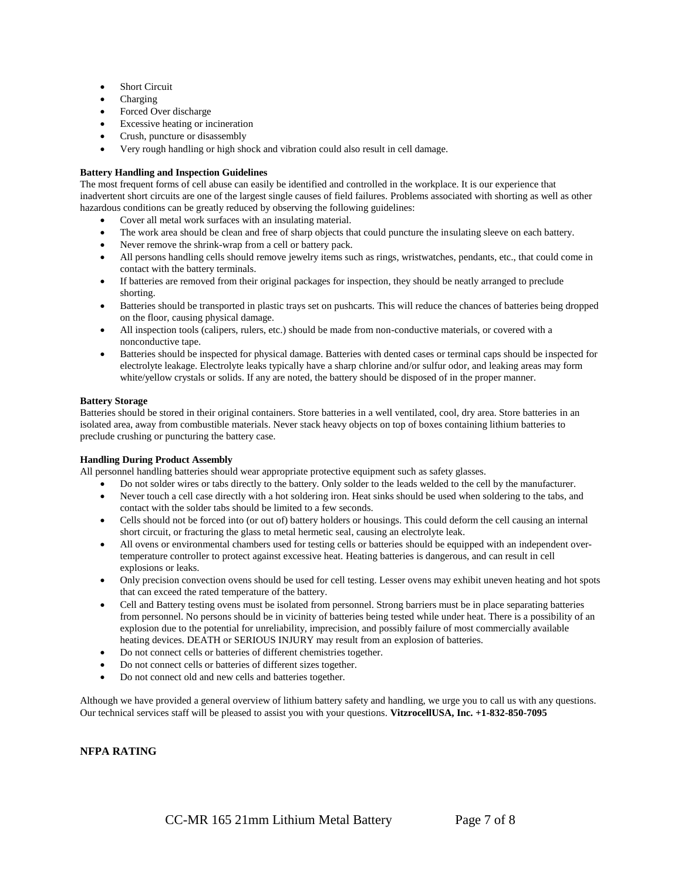- Short Circuit
- Charging
- Forced Over discharge
- Excessive heating or incineration
- Crush, puncture or disassembly
- Very rough handling or high shock and vibration could also result in cell damage.

**Battery Handling and Inspection Guidelines**

The most frequent forms of cell abuse can easily be identified and controlled in the workplace. It is our experience that inadvertent short circuits are one of the largest single causes of field failures. Problems associated with shorting as well as other hazardous conditions can be greatly reduced by observing the following guidelines:

- Cover all metal work surfaces with an insulating material.
- The work area should be clean and free of sharp objects that could puncture the insulating sleeve on each battery.
- Never remove the shrink-wrap from a cell or battery pack.
- All persons handling cells should remove jewelry items such as rings, wristwatches, pendants, etc., that could come in contact with the battery terminals.
- If batteries are removed from their original packages for inspection, they should be neatly arranged to preclude shorting.
- Batteries should be transported in plastic trays set on pushcarts. This will reduce the chances of batteries being dropped on the floor, causing physical damage.
- All inspection tools (calipers, rulers, etc.) should be made from non-conductive materials, or covered with a nonconductive tape.
- Batteries should be inspected for physical damage. Batteries with dented cases or terminal caps should be inspected for electrolyte leakage. Electrolyte leaks typically have a sharp chlorine and/or sulfur odor, and leaking areas may form white/yellow crystals or solids. If any are noted, the battery should be disposed of in the proper manner.

**Battery Storage**

Batteries should be stored in their original containers. Store batteries in a well ventilated, cool, dry area. Store batteries in an isolated area, away from combustible materials. Never stack heavy objects on top of boxes containing lithium batteries to preclude crushing or puncturing the battery case.

**Handling During Product Assembly**

All personnel handling batteries should wear appropriate protective equipment such as safety glasses.

- Do not solder wires or tabs directly to the battery. Only solder to the leads welded to the cell by the manufacturer.
- Never touch a cell case directly with a hot soldering iron. Heat sinks should be used when soldering to the tabs, and contact with the solder tabs should be limited to a few seconds.
- Cells should not be forced into (or out of) battery holders or housings. This could deform the cell causing an internal short circuit, or fracturing the glass to metal hermetic seal, causing an electrolyte leak.
- All ovens or environmental chambers used for testing cells or batteries should be equipped with an independent over-temperature controller to protect against excessive heat. Heating batteries is dangerous, and can result in cell explosions or leaks.
- Only precision convection ovens should be used for cell testing. Lesser ovens may exhibit uneven heating and hot spots that can exceed the rated temperature of the battery.
- Cell and Battery testing ovens must be isolated from personnel. Strong barriers must be in place separating batteries from personnel. No persons should be in vicinity of batteries being tested while under heat. There is a possibility of an explosion due to the potential for unreliability, imprecision, and possibly failure of most commercially available heating devices. DEATH or SERIOUS INJURY may result from an explosion of batteries.
- Do not connect cells or batteries of different chemistries together.
- Do not connect cells or batteries of different sizes together.
- Do not connect old and new cells and batteries together.

Although we have provided a general overview of lithium battery safety and handling, we urge you to call us with any questions. Our technical services staff will be pleased to assist you with your questions. **VitzrocellUSA, Inc. +1-832-850-7095**

**NFPA RATING**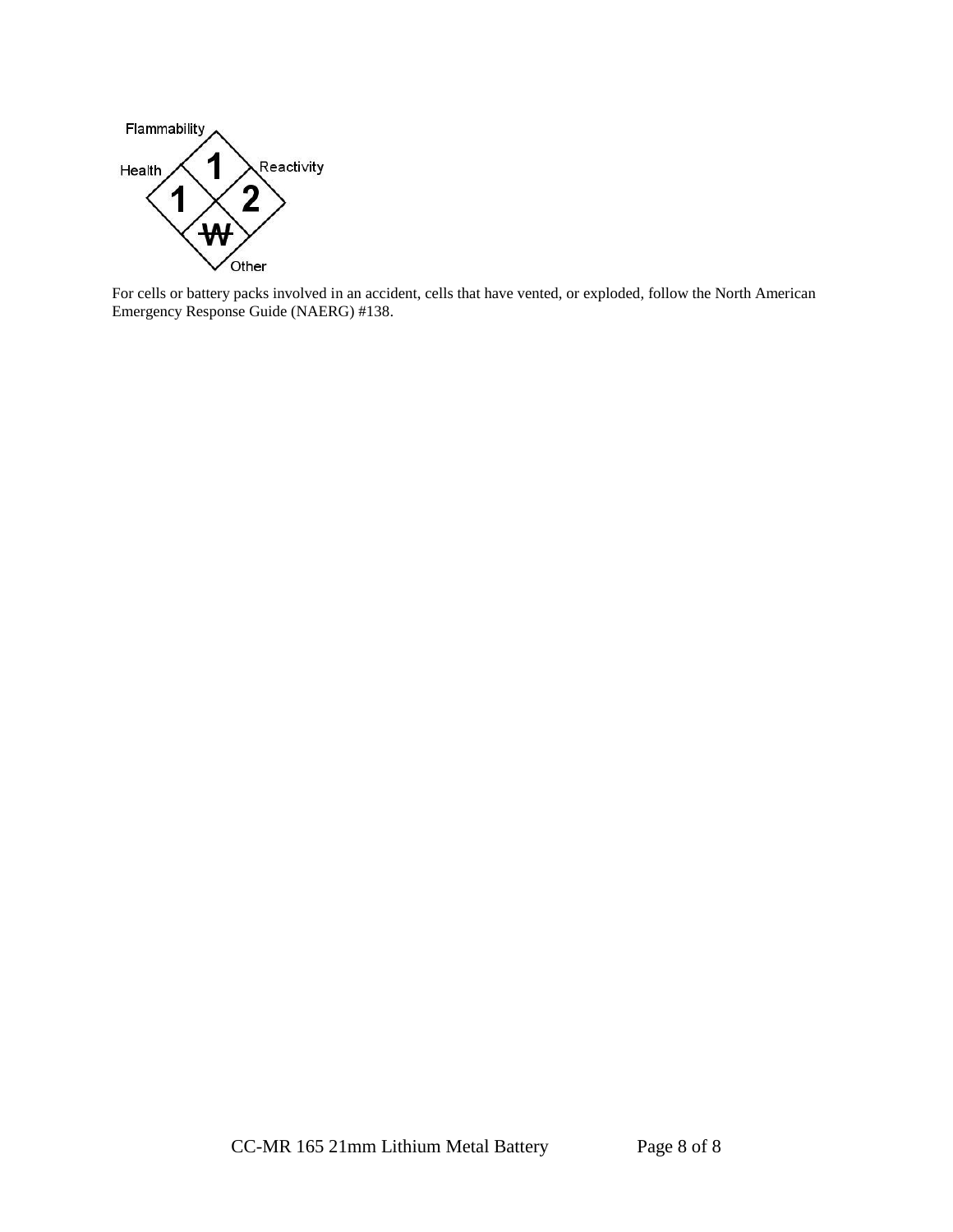Flammability

Health

Reactivity

Other

1

1

2

W

For cells or battery packs involved in an accident, cells that have vented, or exploded, follow the North American Emergency Response Guide (NAERG) #138.